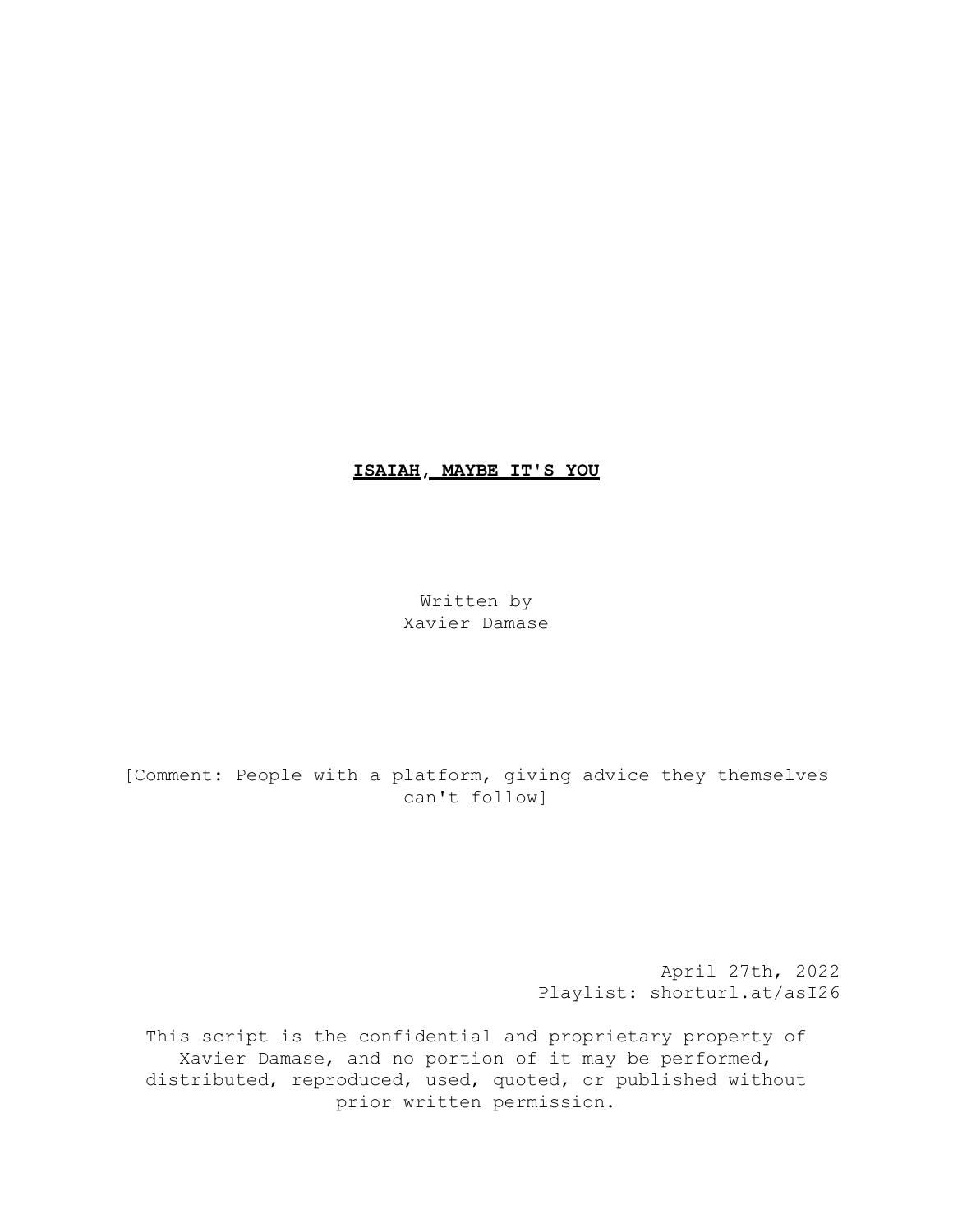# **ISAIAH, MAYBE IT'S YOU**

Written by
Xavier Damase

[Comment: People with a platform, giving advice they themselves can't follow]

April 27th, 2022
Playlist: shorturl.at/asI26

This script is the confidential and proprietary property of Xavier Damase, and no portion of it may be performed, distributed, reproduced, used, quoted, or published without prior written permission.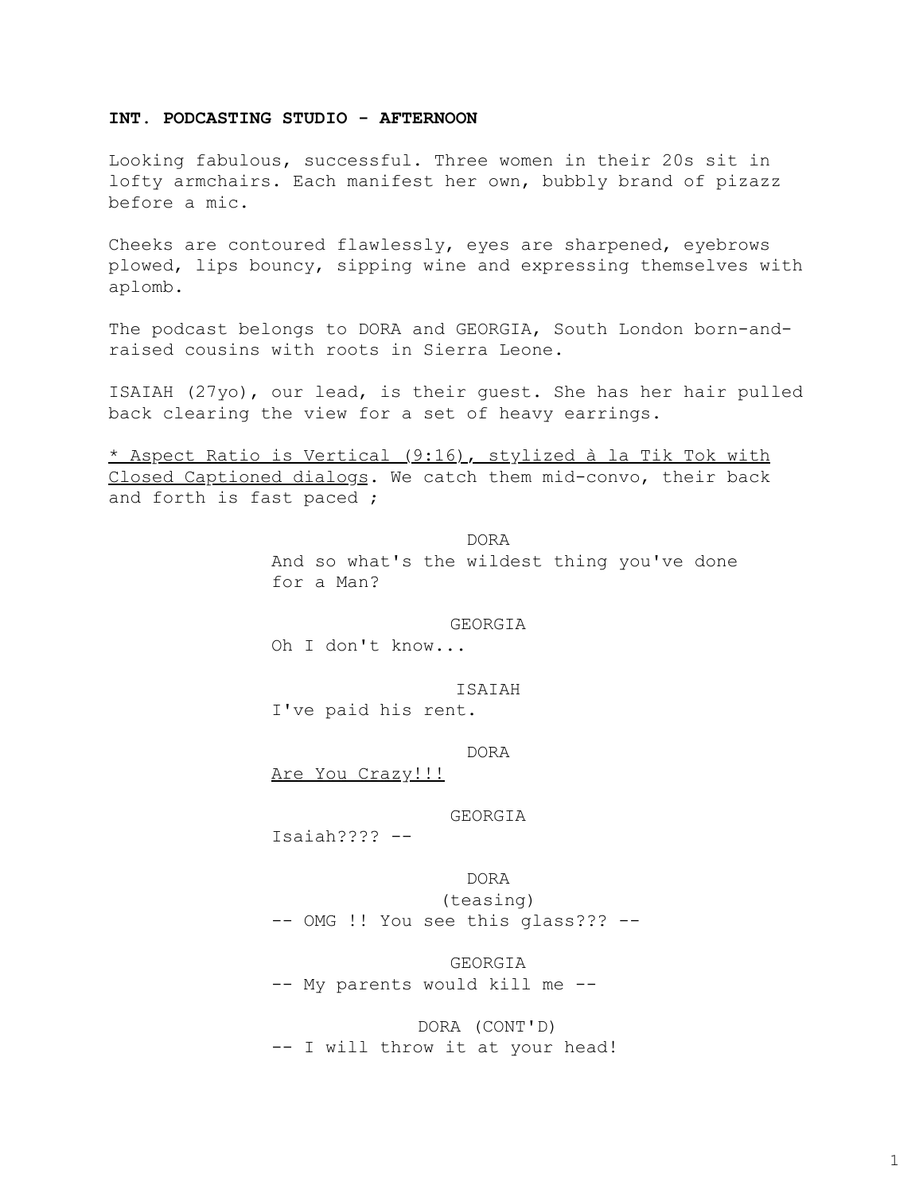**INT. PODCASTING STUDIO - AFTERNOON**

Looking fabulous, successful. Three women in their 20s sit in lofty armchairs. Each manifest her own, bubbly brand of pizazz before a mic.

Cheeks are contoured flawlessly, eyes are sharpened, eyebrows plowed, lips bouncy, sipping wine and expressing themselves with aplomb.

The podcast belongs to DORA and GEORGIA, South London born-and-raised cousins with roots in Sierra Leone.

ISAIAH (27yo), our lead, is their guest. She has her hair pulled back clearing the view for a set of heavy earrings.

<u>* Aspect Ratio is Vertical (9:16), stylized à la Tik Tok with Closed Captioned dialogs</u>. We catch them mid-convo, their back and forth is fast paced ;

DORA
And so what's the wildest thing you've done for a Man?

GEORGIA
Oh I don't know...

ISAIAH
I've paid his rent.

DORA
<u>Are You Crazy!!!</u>

GEORGIA
Isaiah???? --

DORA
(teasing)
-- OMG !! You see this glass??? --

GEORGIA
-- My parents would kill me --

DORA (CONT'D)
-- I will throw it at your head!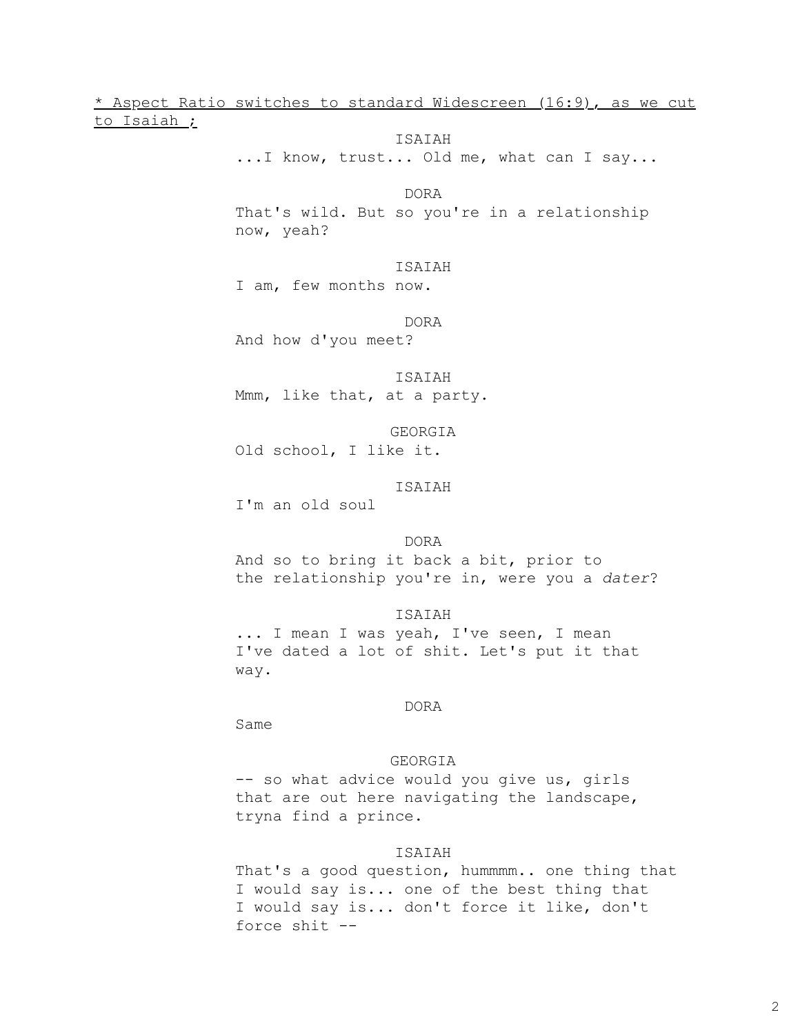<u>* Aspect Ratio switches to standard Widescreen (16:9), as we cut to Isaiah ;</u>

ISAIAH

...I know, trust... Old me, what can I say...

DORA

That's wild. But so you're in a relationship now, yeah?

ISAIAH

I am, few months now.

DORA

And how d'you meet?

ISAIAH

Mmm, like that, at a party.

GEORGIA

Old school, I like it.

ISAIAH

I'm an old soul

DORA

And so to bring it back a bit, prior to the relationship you're in, were you a *dater*?

ISAIAH

... I mean I was yeah, I've seen, I mean I've dated a lot of shit. Let's put it that way.

DORA

Same

GEORGIA

-- so what advice would you give us, girls that are out here navigating the landscape, tryna find a prince.

ISAIAH

That's a good question, hummmm.. one thing that I would say is... one of the best thing that I would say is... don't force it like, don't force shit --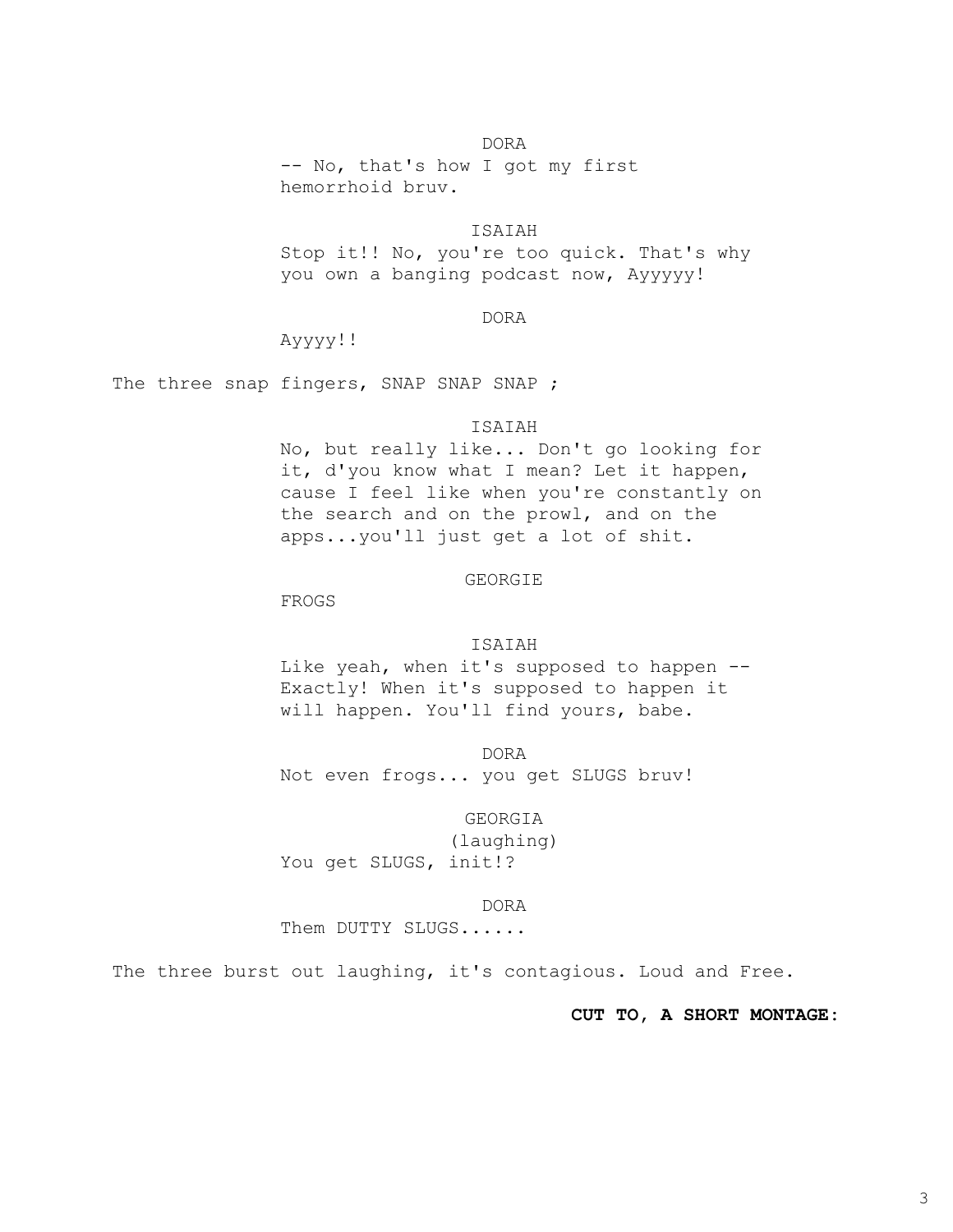DORA

-- No, that's how I got my first hemorrhoid bruv.

ISAIAH

Stop it!! No, you're too quick. That's why you own a banging podcast now, Ayyyyy!

DORA

Ayyyy!!

The three snap fingers, SNAP SNAP SNAP ;

ISAIAH

No, but really like... Don't go looking for it, d'you know what I mean? Let it happen, cause I feel like when you're constantly on the search and on the prowl, and on the apps...you'll just get a lot of shit.

GEORGIE

FROGS

ISAIAH

Like yeah, when it's supposed to happen -- Exactly! When it's supposed to happen it will happen. You'll find yours, babe.

DORA

Not even frogs... you get SLUGS bruv!

GEORGIA

(laughing)

You get SLUGS, init!?

DORA

Them DUTTY SLUGS......

The three burst out laughing, it's contagious. Loud and Free.

**CUT TO, A SHORT MONTAGE:**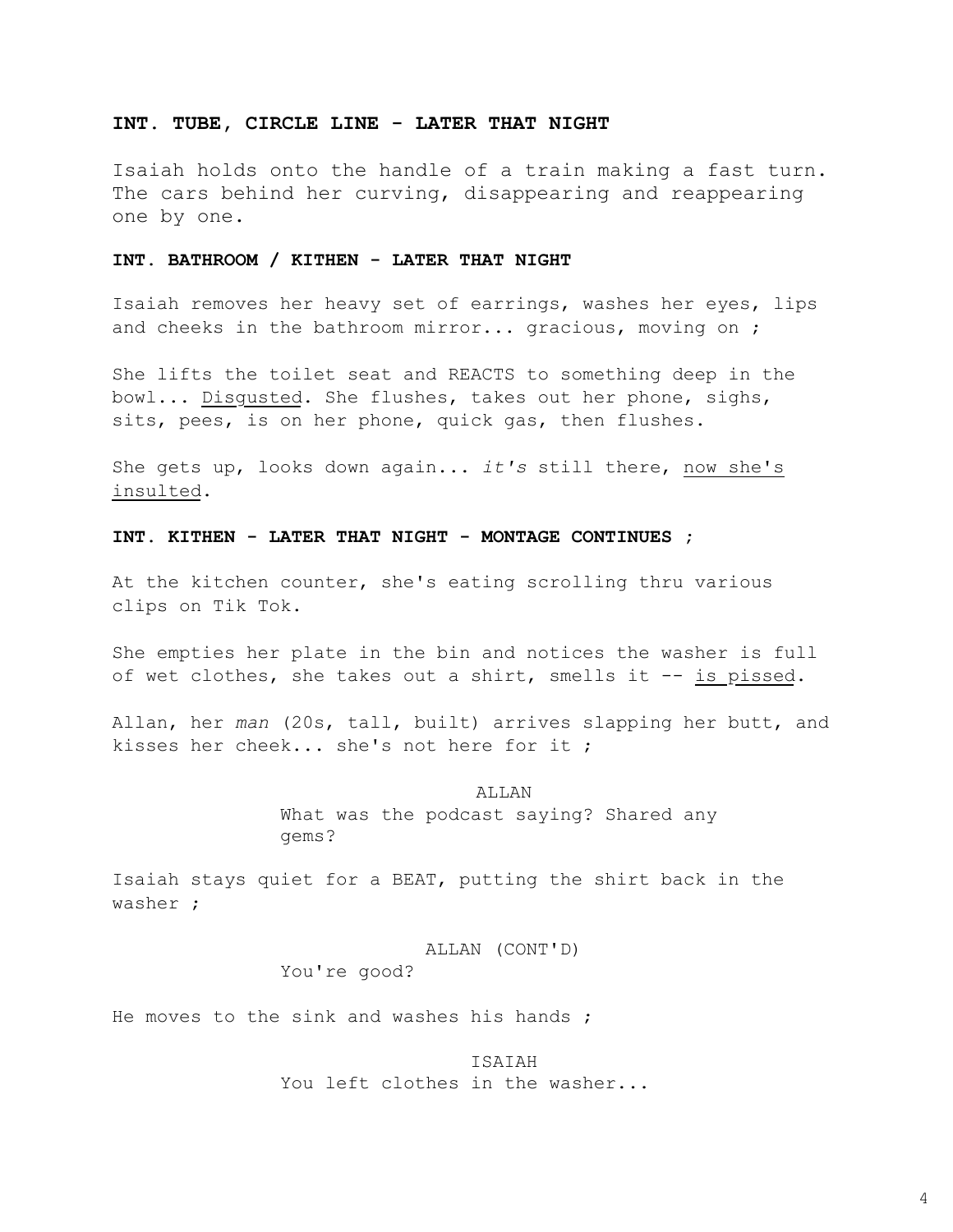**INT. TUBE, CIRCLE LINE - LATER THAT NIGHT**

Isaiah holds onto the handle of a train making a fast turn. The cars behind her curving, disappearing and reappearing one by one.

**INT. BATHROOM / KITHEN - LATER THAT NIGHT**

Isaiah removes her heavy set of earrings, washes her eyes, lips and cheeks in the bathroom mirror... gracious, moving on ;

She lifts the toilet seat and REACTS to something deep in the bowl... <u>Disgusted</u>. She flushes, takes out her phone, sighs, sits, pees, is on her phone, quick gas, then flushes.

She gets up, looks down again... *it's* still there, <u>now she's insulted</u>.

**INT. KITHEN - LATER THAT NIGHT - MONTAGE CONTINUES ;**

At the kitchen counter, she's eating scrolling thru various clips on Tik Tok.

She empties her plate in the bin and notices the washer is full of wet clothes, she takes out a shirt, smells it -- <u>is pissed</u>.

Allan, her *man* (20s, tall, built) arrives slapping her butt, and kisses her cheek... she's not here for it ;

ALLAN
What was the podcast saying? Shared any gems?

Isaiah stays quiet for a BEAT, putting the shirt back in the washer ;

ALLAN (CONT'D)
You're good?

He moves to the sink and washes his hands ;

ISAIAH
You left clothes in the washer...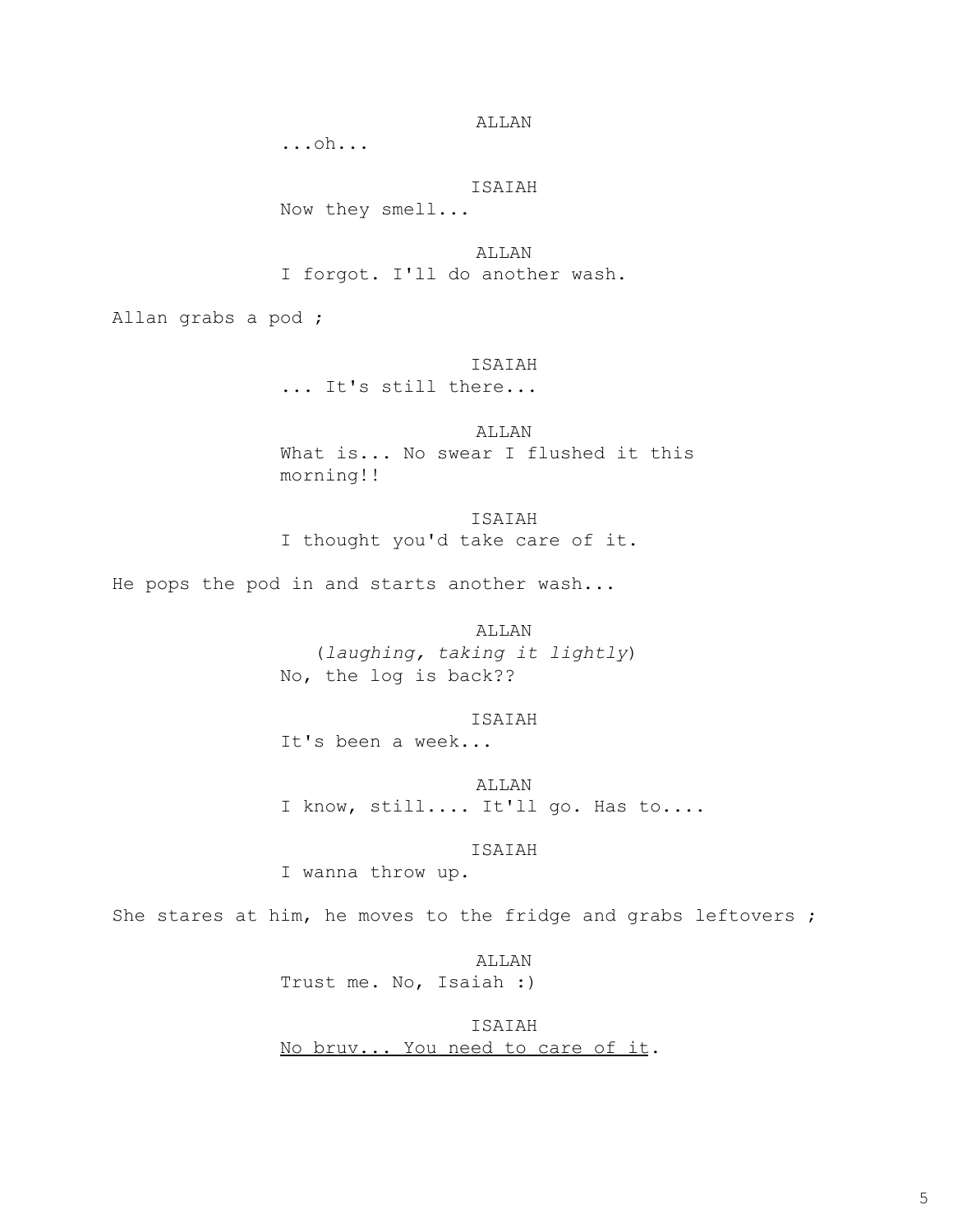ALLAN

...oh...

ISAIAH

Now they smell...

ALLAN

I forgot. I'll do another wash.

Allan grabs a pod ;

ISAIAH

... It's still there...

ALLAN

What is... No swear I flushed it this morning!!

ISAIAH

I thought you'd take care of it.

He pops the pod in and starts another wash...

ALLAN

(*laughing, taking it lightly*)

No, the log is back??

ISAIAH

It's been a week...

ALLAN

I know, still.... It'll go. Has to....

ISAIAH

I wanna throw up.

She stares at him, he moves to the fridge and grabs leftovers ;

ALLAN

Trust me. No, Isaiah :)

ISAIAH

<u>No bruv... You need to care of it</u>.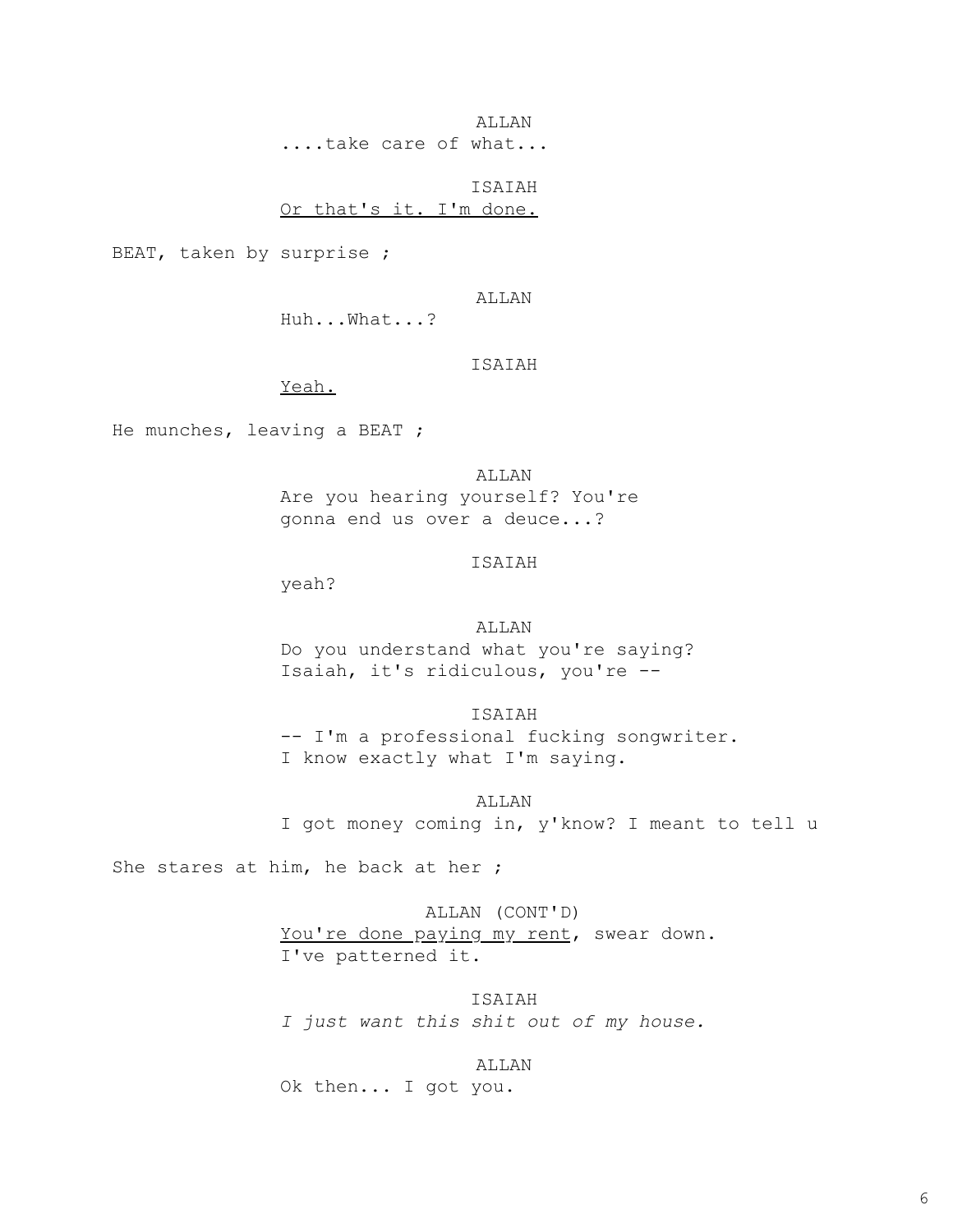ALLAN

....take care of what...

ISAIAH

<u>Or that's it. I'm done.</u>

BEAT, taken by surprise ;

ALLAN

Huh...What...?

ISAIAH

<u>Yeah.</u>

He munches, leaving a BEAT ;

ALLAN

Are you hearing yourself? You're gonna end us over a deuce...?

ISAIAH

yeah?

ALLAN

Do you understand what you're saying? Isaiah, it's ridiculous, you're --

ISAIAH

-- I'm a professional fucking songwriter. I know exactly what I'm saying.

ALLAN

I got money coming in, y'know? I meant to tell u

She stares at him, he back at her ;

ALLAN (CONT'D)

<u>You're done paying my rent</u>, swear down. I've patterned it.

ISAIAH

*I just want this shit out of my house.*

ALLAN

Ok then... I got you.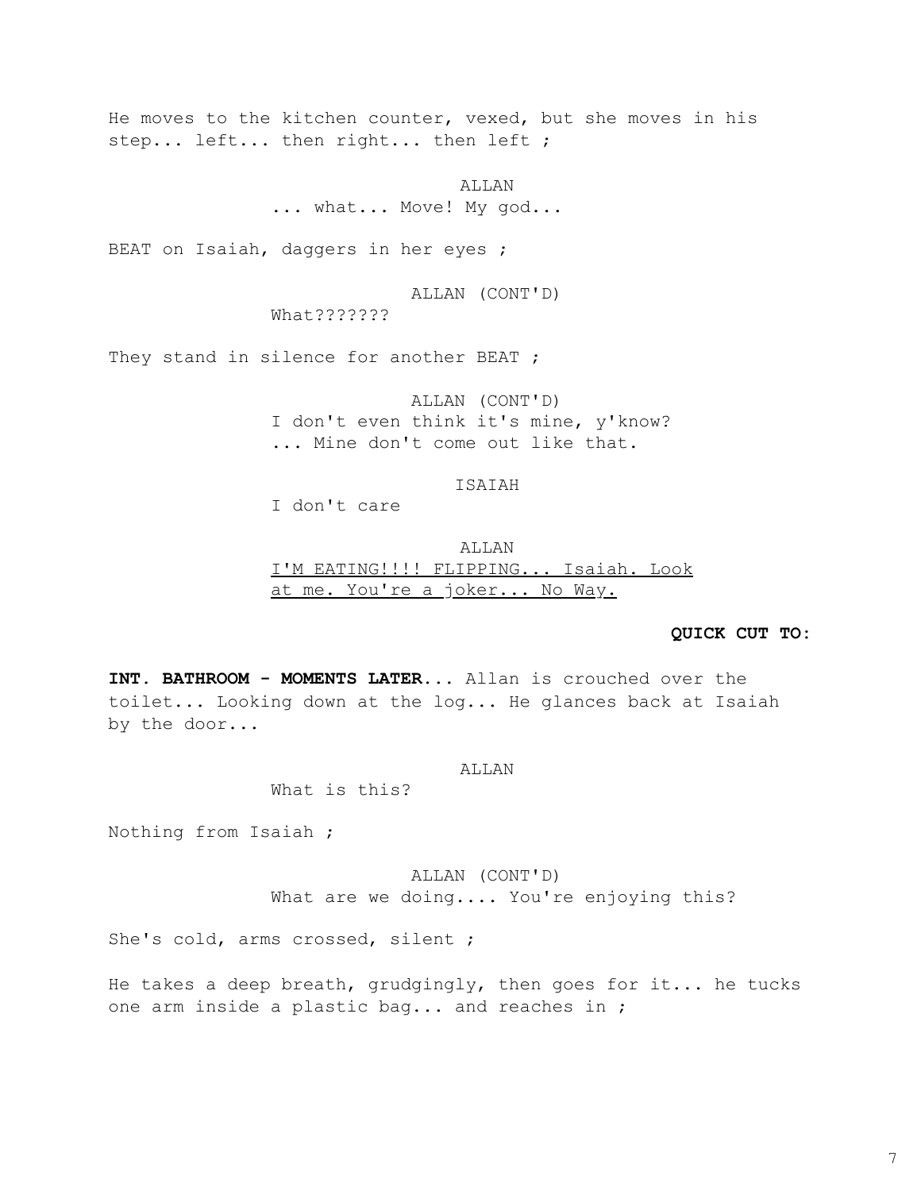He moves to the kitchen counter, vexed, but she moves in his step... left... then right... then left ;

ALLAN
... what... Move! My god...

BEAT on Isaiah, daggers in her eyes ;

ALLAN (CONT'D)
What???????

They stand in silence for another BEAT ;

ALLAN (CONT'D)
I don't even think it's mine, y'know? ... Mine don't come out like that.

ISAIAH
I don't care

ALLAN
<u>I'M EATING!!!! FLIPPING... Isaiah. Look at me. You're a joker... No Way.</u>

**QUICK CUT TO:**

**INT. BATHROOM - MOMENTS LATER...** Allan is crouched over the toilet... Looking down at the log... He glances back at Isaiah by the door...

ALLAN
What is this?

Nothing from Isaiah ;

ALLAN (CONT'D)
What are we doing.... You're enjoying this?

She's cold, arms crossed, silent ;

He takes a deep breath, grudgingly, then goes for it... he tucks one arm inside a plastic bag... and reaches in ;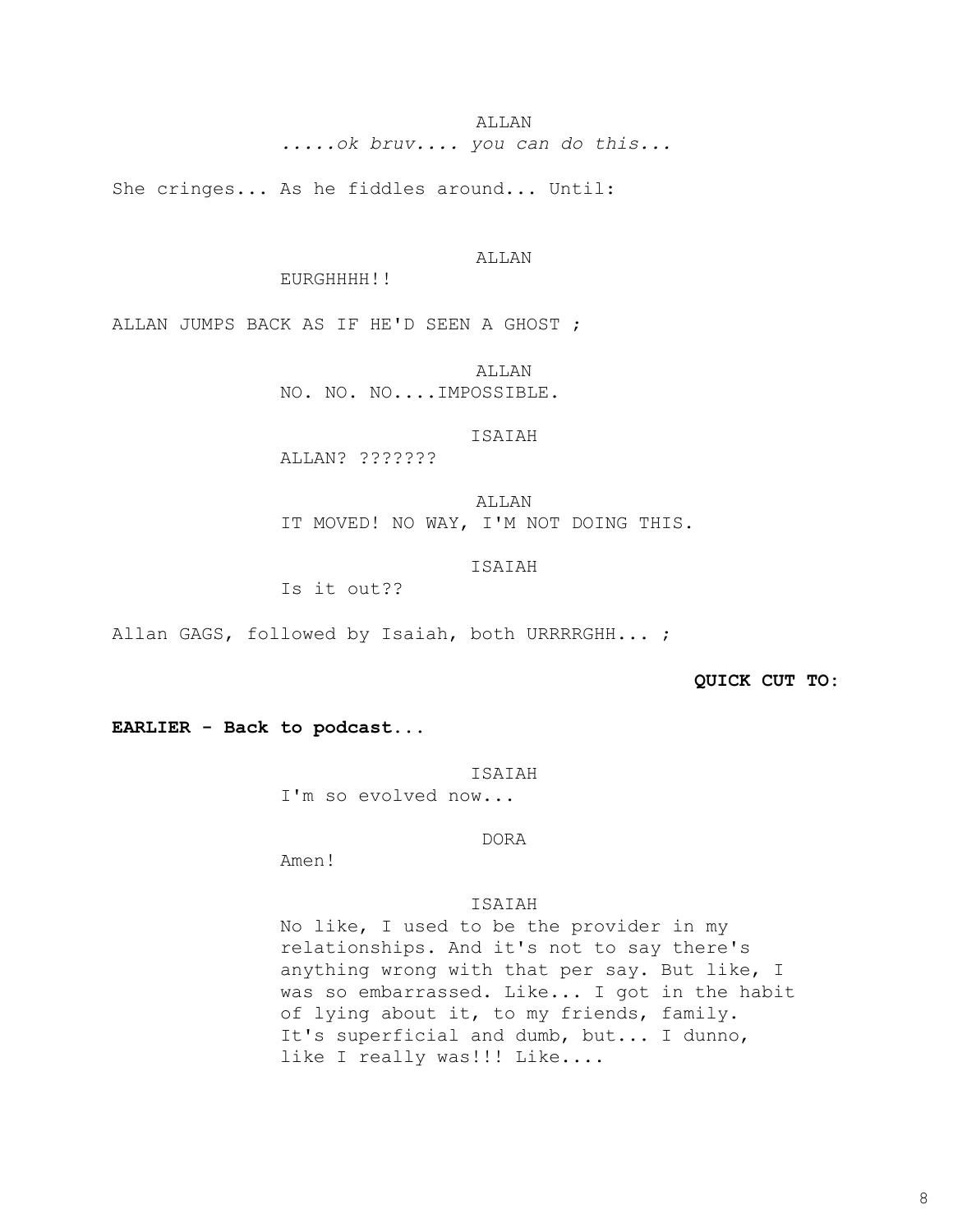ALLAN

*.....ok bruv.... you can do this...*

She cringes... As he fiddles around... Until:

ALLAN

EURGHHHH!!

ALLAN JUMPS BACK AS IF HE'D SEEN A GHOST ;

ALLAN

NO. NO. NO....IMPOSSIBLE.

ISAIAH

ALLAN? ???????

ALLAN

IT MOVED! NO WAY, I'M NOT DOING THIS.

ISAIAH

Is it out??

Allan GAGS, followed by Isaiah, both URRRRGHH... ;

**QUICK CUT TO:**

**EARLIER - Back to podcast...**

ISAIAH

I'm so evolved now...

DORA

Amen!

ISAIAH

No like, I used to be the provider in my relationships. And it's not to say there's anything wrong with that per say. But like, I was so embarrassed. Like... I got in the habit of lying about it, to my friends, family. It's superficial and dumb, but... I dunno, like I really was!!! Like....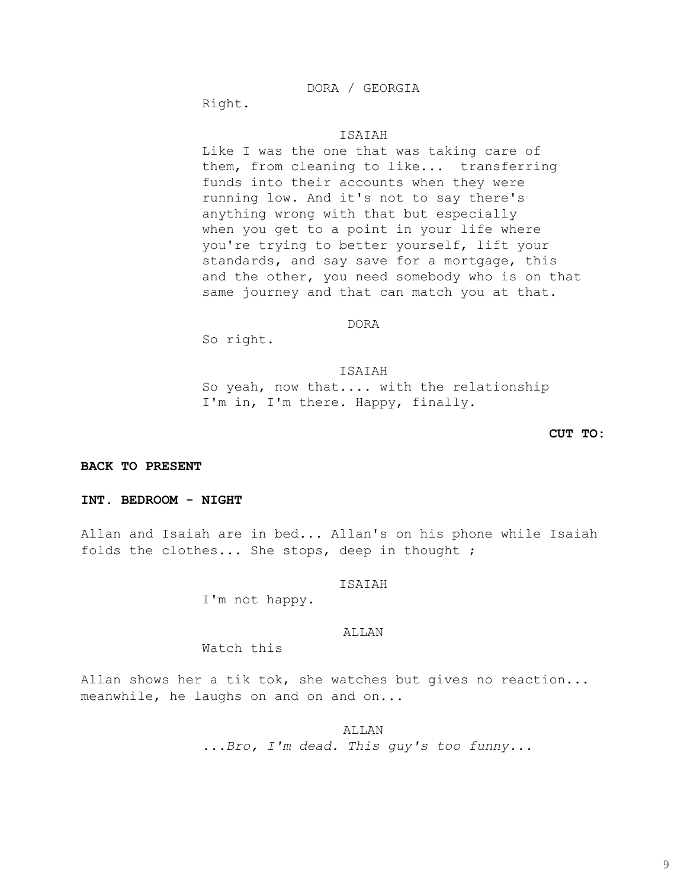DORA / GEORGIA

Right.

ISAIAH

Like I was the one that was taking care of them, from cleaning to like... transferring funds into their accounts when they were running low. And it's not to say there's anything wrong with that but especially when you get to a point in your life where you're trying to better yourself, lift your standards, and say save for a mortgage, this and the other, you need somebody who is on that same journey and that can match you at that.

DORA

So right.

ISAIAH

So yeah, now that.... with the relationship I'm in, I'm there. Happy, finally.

**CUT TO:**

**BACK TO PRESENT**

**INT. BEDROOM - NIGHT**

Allan and Isaiah are in bed... Allan's on his phone while Isaiah folds the clothes... She stops, deep in thought ;

ISAIAH

I'm not happy.

ALLAN

Watch this

Allan shows her a tik tok, she watches but gives no reaction... meanwhile, he laughs on and on and on...

ALLAN

*...Bro, I'm dead. This guy's too funny...*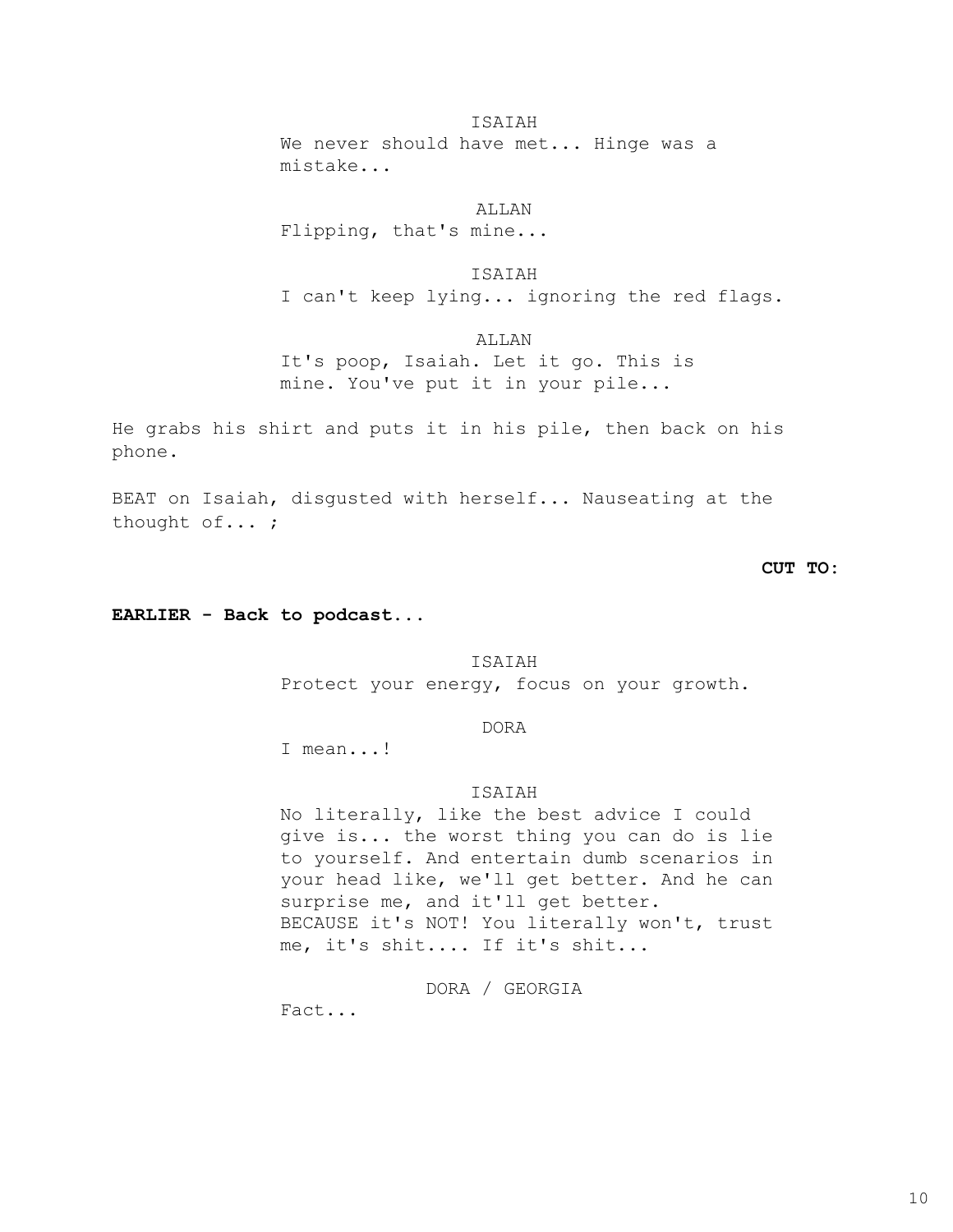ISAIAH
We never should have met... Hinge was a mistake...

ALLAN
Flipping, that's mine...

ISAIAH
I can't keep lying... ignoring the red flags.

ALLAN
It's poop, Isaiah. Let it go. This is mine. You've put it in your pile...

He grabs his shirt and puts it in his pile, then back on his phone.

BEAT on Isaiah, disgusted with herself... Nauseating at the thought of... ;

**CUT TO:**

**EARLIER - Back to podcast...**

ISAIAH
Protect your energy, focus on your growth.

DORA
I mean...!

ISAIAH
No literally, like the best advice I could give is... the worst thing you can do is lie to yourself. And entertain dumb scenarios in your head like, we'll get better. And he can surprise me, and it'll get better. BECAUSE it's NOT! You literally won't, trust me, it's shit.... If it's shit...

DORA / GEORGIA
Fact...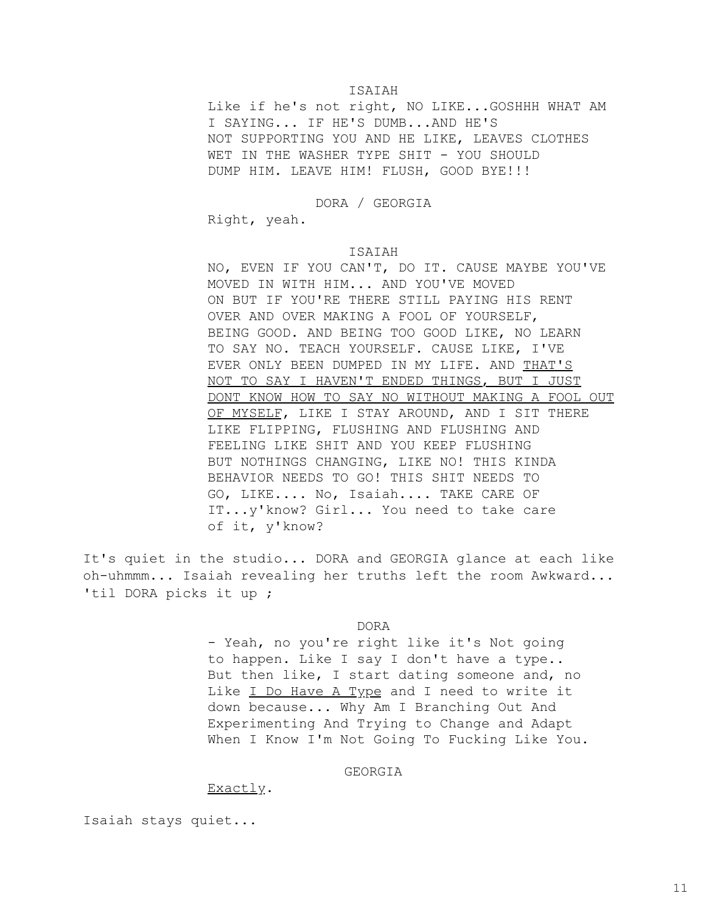ISAIAH

Like if he's not right, NO LIKE...GOSHHH WHAT AM I SAYING... IF HE'S DUMB...AND HE'S NOT SUPPORTING YOU AND HE LIKE, LEAVES CLOTHES WET IN THE WASHER TYPE SHIT - YOU SHOULD DUMP HIM. LEAVE HIM! FLUSH, GOOD BYE!!!

DORA / GEORGIA

Right, yeah.

ISAIAH

NO, EVEN IF YOU CAN'T, DO IT. CAUSE MAYBE YOU'VE MOVED IN WITH HIM... AND YOU'VE MOVED ON BUT IF YOU'RE THERE STILL PAYING HIS RENT OVER AND OVER MAKING A FOOL OF YOURSELF, BEING GOOD. AND BEING TOO GOOD LIKE, NO LEARN TO SAY NO. TEACH YOURSELF. CAUSE LIKE, I'VE EVER ONLY BEEN DUMPED IN MY LIFE. AND <u>THAT'S NOT TO SAY I HAVEN'T ENDED THINGS, BUT I JUST DONT KNOW HOW TO SAY NO WITHOUT MAKING A FOOL OUT OF MYSELF</u>, LIKE I STAY AROUND, AND I SIT THERE LIKE FLIPPING, FLUSHING AND FLUSHING AND FEELING LIKE SHIT AND YOU KEEP FLUSHING BUT NOTHINGS CHANGING, LIKE NO! THIS KINDA BEHAVIOR NEEDS TO GO! THIS SHIT NEEDS TO GO, LIKE.... No, Isaiah.... TAKE CARE OF IT...y'know? Girl... You need to take care of it, y'know?

It's quiet in the studio... DORA and GEORGIA glance at each like oh-uhmmm... Isaiah revealing her truths left the room Awkward... 'til DORA picks it up ;

DORA

- Yeah, no you're right like it's Not going to happen. Like I say I don't have a type.. But then like, I start dating someone and, no Like <u>I Do Have A Type</u> and I need to write it down because... Why Am I Branching Out And Experimenting And Trying to Change and Adapt When I Know I'm Not Going To Fucking Like You.

GEORGIA

<u>Exactly</u>.

Isaiah stays quiet...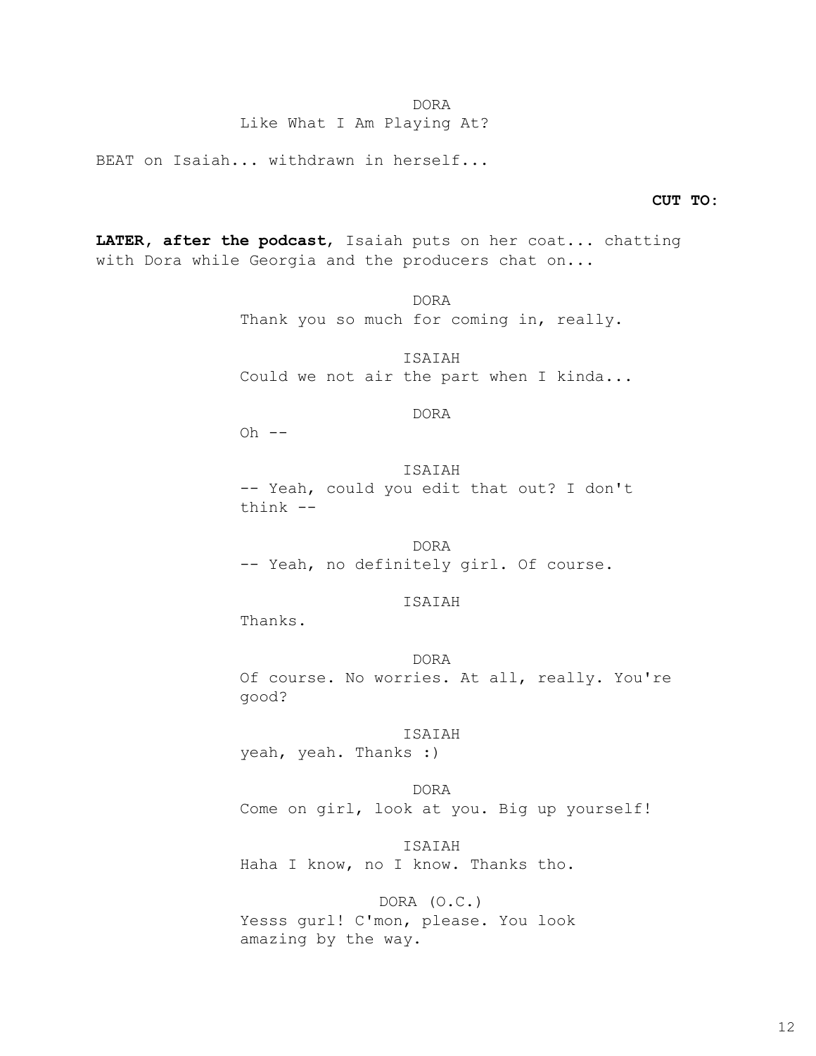DORA

Like What I Am Playing At?

BEAT on Isaiah... withdrawn in herself...

**CUT TO:**

**LATER, after the podcast**, Isaiah puts on her coat... chatting with Dora while Georgia and the producers chat on...

DORA

Thank you so much for coming in, really.

ISAIAH

Could we not air the part when I kinda...

DORA

Oh --

ISAIAH

-- Yeah, could you edit that out? I don't think --

DORA

-- Yeah, no definitely girl. Of course.

ISAIAH

Thanks.

DORA

Of course. No worries. At all, really. You're good?

ISAIAH

yeah, yeah. Thanks :)

DORA

Come on girl, look at you. Big up yourself!

ISAIAH

Haha I know, no I know. Thanks tho.

DORA (O.C.)

Yesss gurl! C'mon, please. You look amazing by the way.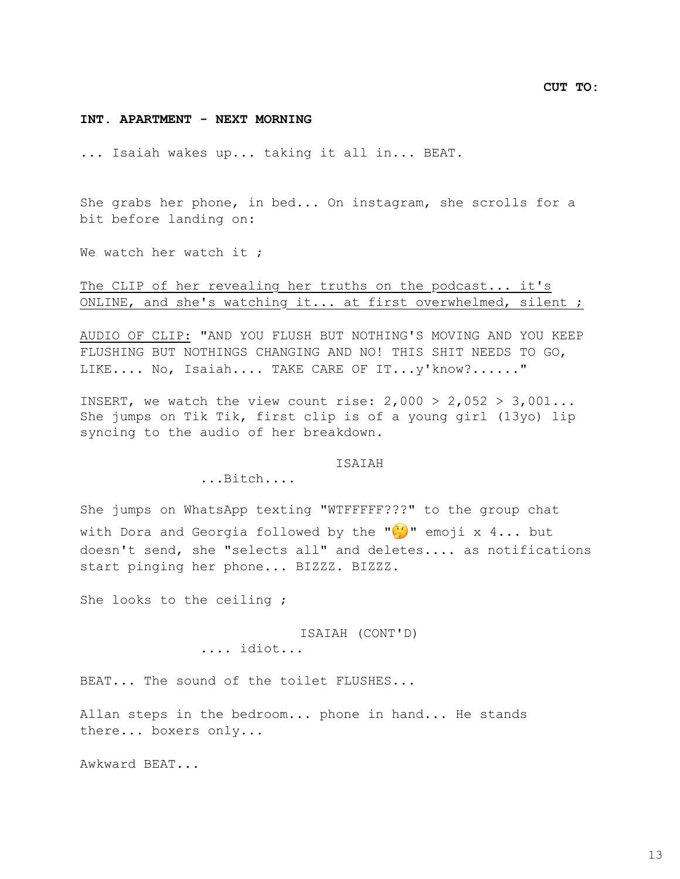**CUT TO:**

**INT. APARTMENT - NEXT MORNING**

... Isaiah wakes up... taking it all in... BEAT.

She grabs her phone, in bed... On instagram, she scrolls for a bit before landing on:

We watch her watch it ;

<u>The CLIP of her revealing her truths on the podcast... it's ONLINE, and she's watching it... at first overwhelmed, silent ;</u>

<u>AUDIO OF CLIP:</u> "AND YOU FLUSH BUT NOTHING'S MOVING AND YOU KEEP FLUSHING BUT NOTHINGS CHANGING AND NO! THIS SHIT NEEDS TO GO, LIKE.... No, Isaiah.... TAKE CARE OF IT...y'know?......"

INSERT, we watch the view count rise: 2,000 > 2,052 > 3,001... She jumps on Tik Tik, first clip is of a young girl (13yo) lip syncing to the audio of her breakdown.

ISAIAH

...Bitch....

She jumps on WhatsApp texting "WTFFFFF???" to the group chat with Dora and Georgia followed by the "🤔" emoji x 4... but doesn't send, she "selects all" and deletes.... as notifications start pinging her phone... BIZZZ. BIZZZ.

She looks to the ceiling ;

ISAIAH (CONT'D)

.... idiot...

BEAT... The sound of the toilet FLUSHES...

Allan steps in the bedroom... phone in hand... He stands there... boxers only...

Awkward BEAT...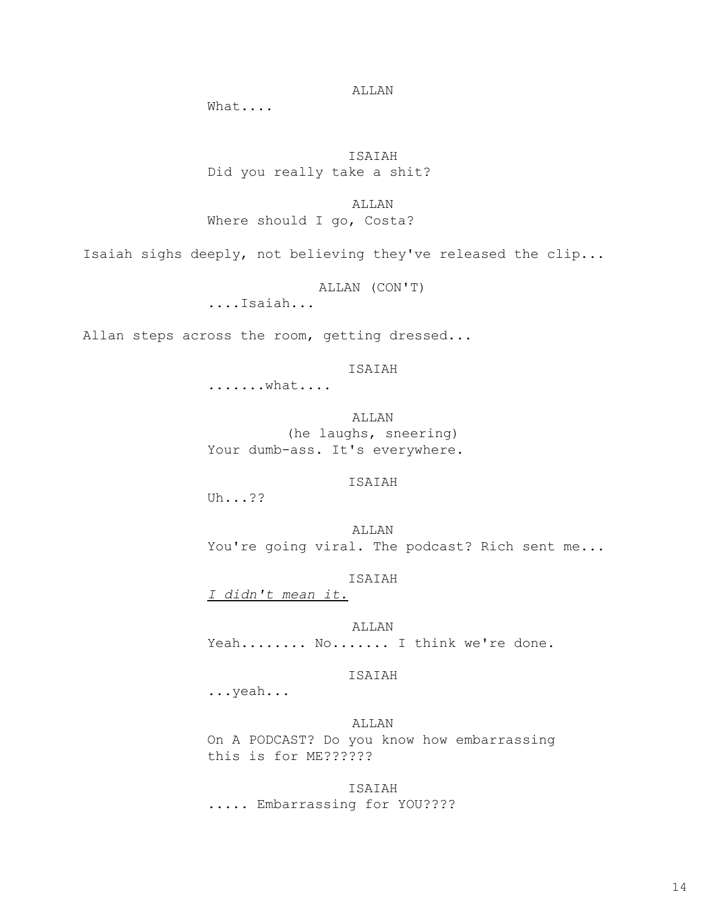ALLAN

What....

ISAIAH

Did you really take a shit?

ALLAN

Where should I go, Costa?

Isaiah sighs deeply, not believing they've released the clip...

ALLAN (CON'T)

....Isaiah...

Allan steps across the room, getting dressed...

ISAIAH

.......what....

ALLAN

(he laughs, sneering)

Your dumb-ass. It's everywhere.

ISAIAH

Uh...??

ALLAN

You're going viral. The podcast? Rich sent me...

ISAIAH

*I didn't mean it.*

ALLAN

Yeah........ No....... I think we're done.

ISAIAH

...yeah...

ALLAN

On A PODCAST? Do you know how embarrassing this is for ME??????

ISAIAH

..... Embarrassing for YOU????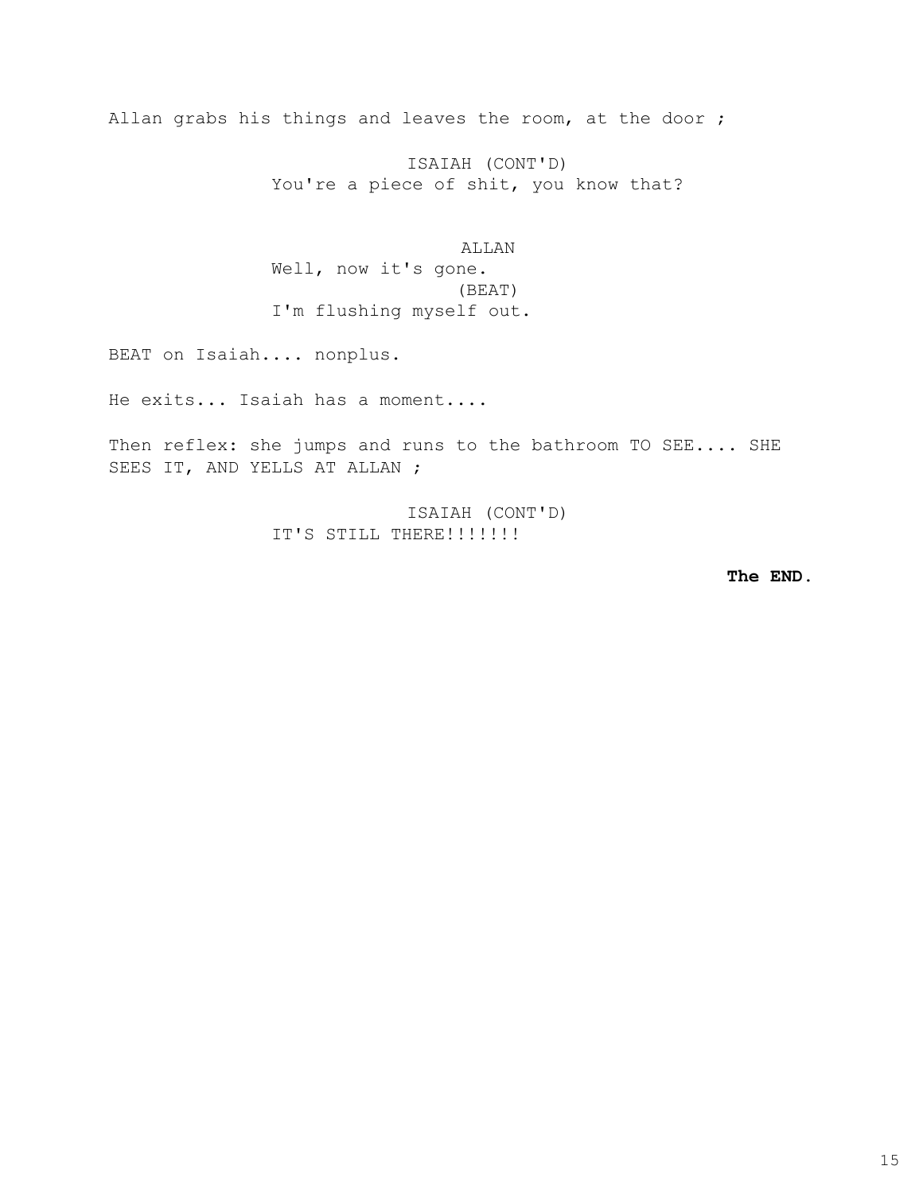Allan grabs his things and leaves the room, at the door ;

ISAIAH (CONT'D)
You're a piece of shit, you know that?

ALLAN
Well, now it's gone.
(BEAT)
I'm flushing myself out.

BEAT on Isaiah.... nonplus.

He exits... Isaiah has a moment....

Then reflex: she jumps and runs to the bathroom TO SEE.... SHE SEES IT, AND YELLS AT ALLAN ;

ISAIAH (CONT'D)
IT'S STILL THERE!!!!!!!

**The END.**